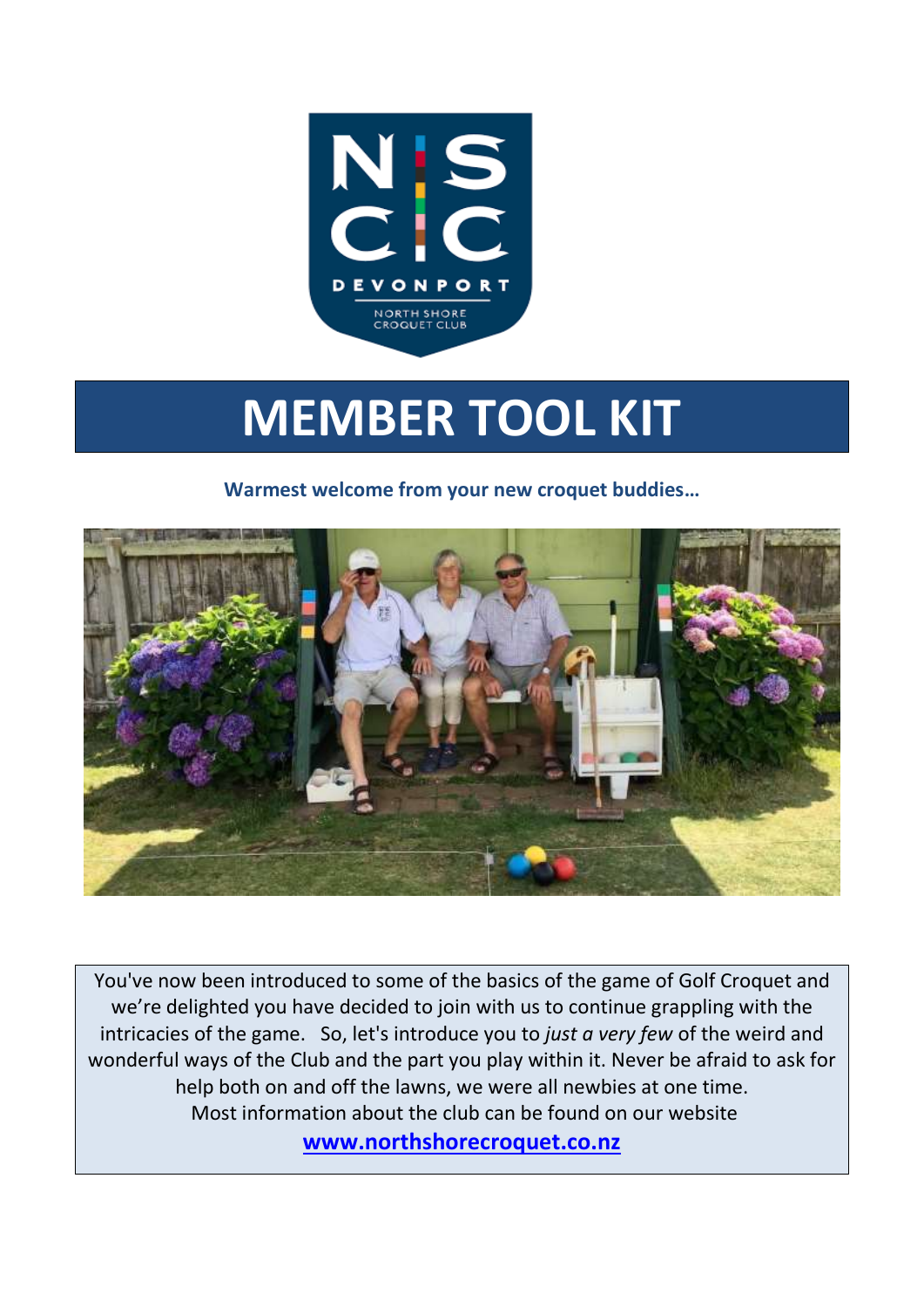# MEMBER TOOL KIT

**Warmest welcome from your new croquet buddies…**

You've now been introduced to some of the basics of the game of Golf Croquet and we're delighted you have decided to join with us to continue grappling with the intricacies of the game. So, let's introduce you to *just a very few* of the weird and wonderful ways of the Club and the part you play within it. Never be afraid to ask for help both on and off the lawns, we were all newbies at one time.
Most information about the club can be found on our website

**www.northshorecroquet.co.nz**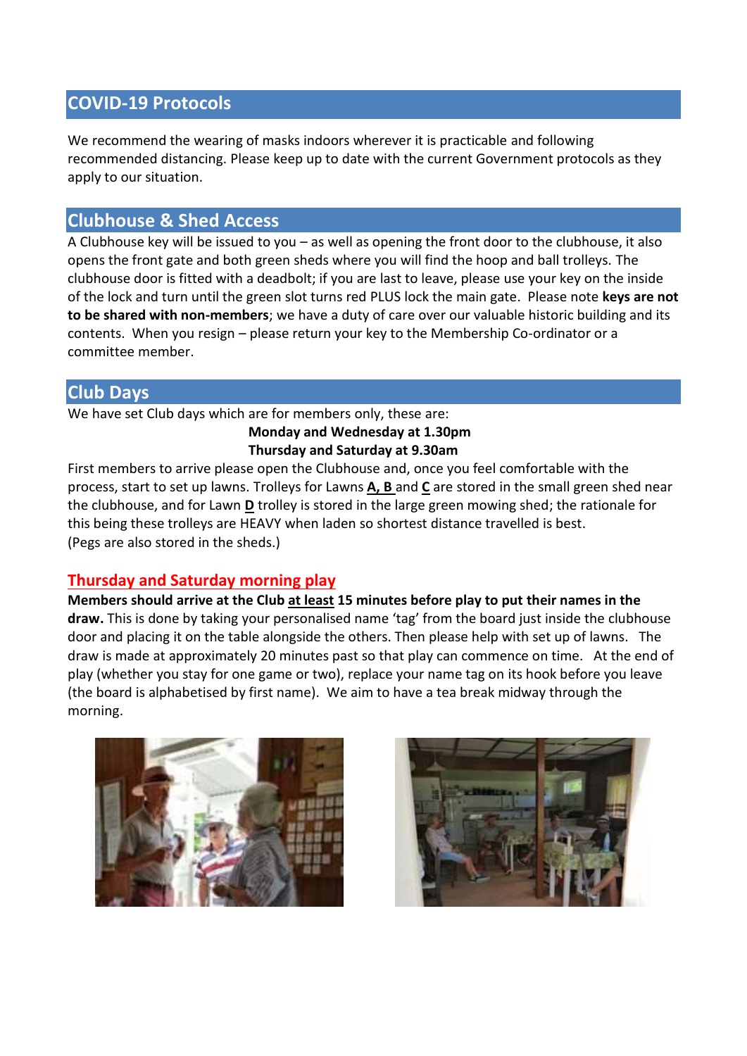## COVID-19 Protocols

We recommend the wearing of masks indoors wherever it is practicable and following recommended distancing. Please keep up to date with the current Government protocols as they apply to our situation.

## Clubhouse & Shed Access

A Clubhouse key will be issued to you – as well as opening the front door to the clubhouse, it also opens the front gate and both green sheds where you will find the hoop and ball trolleys. The clubhouse door is fitted with a deadbolt; if you are last to leave, please use your key on the inside of the lock and turn until the green slot turns red PLUS lock the main gate. Please note **keys are not to be shared with non-members**; we have a duty of care over our valuable historic building and its contents. When you resign – please return your key to the Membership Co-ordinator or a committee member.

## Club Days

We have set Club days which are for members only, these are:

**Monday and Wednesday at 1.30pm**
**Thursday and Saturday at 9.30am**

First members to arrive please open the Clubhouse and, once you feel comfortable with the process, start to set up lawns. Trolleys for Lawns **A, B** and **C** are stored in the small green shed near the clubhouse, and for Lawn **D** trolley is stored in the large green mowing shed; the rationale for this being these trolleys are HEAVY when laden so shortest distance travelled is best.
(Pegs are also stored in the sheds.)

### Thursday and Saturday morning play

**Members should arrive at the Club at least 15 minutes before play to put their names in the draw.** This is done by taking your personalised name 'tag' from the board just inside the clubhouse door and placing it on the table alongside the others. Then please help with set up of lawns. The draw is made at approximately 20 minutes past so that play can commence on time. At the end of play (whether you stay for one game or two), replace your name tag on its hook before you leave (the board is alphabetised by first name). We aim to have a tea break midway through the morning.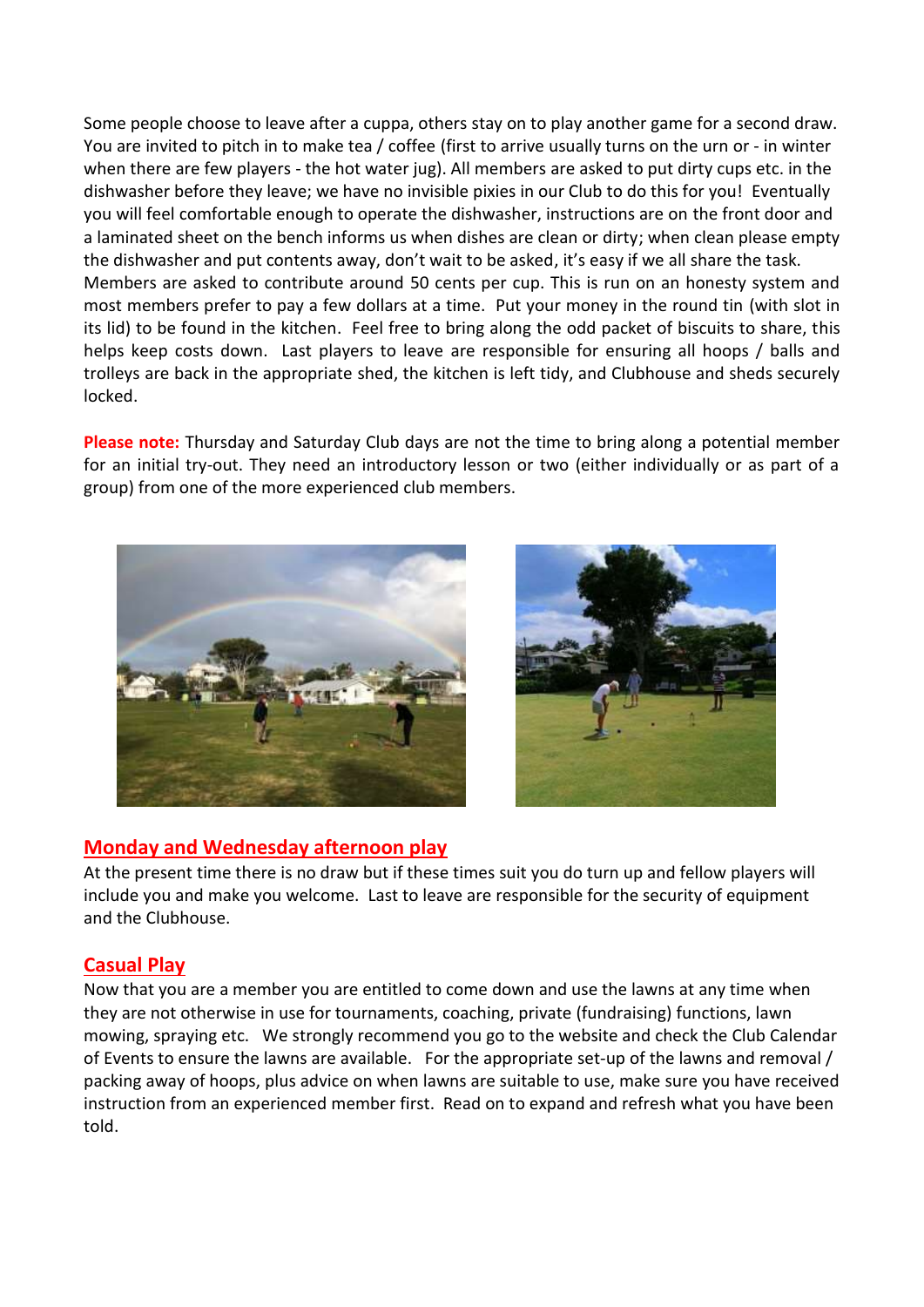Some people choose to leave after a cuppa, others stay on to play another game for a second draw. You are invited to pitch in to make tea / coffee (first to arrive usually turns on the urn or - in winter when there are few players - the hot water jug). All members are asked to put dirty cups etc. in the dishwasher before they leave; we have no invisible pixies in our Club to do this for you! Eventually you will feel comfortable enough to operate the dishwasher, instructions are on the front door and a laminated sheet on the bench informs us when dishes are clean or dirty; when clean please empty the dishwasher and put contents away, don't wait to be asked, it's easy if we all share the task. Members are asked to contribute around 50 cents per cup. This is run on an honesty system and most members prefer to pay a few dollars at a time. Put your money in the round tin (with slot in its lid) to be found in the kitchen. Feel free to bring along the odd packet of biscuits to share, this helps keep costs down. Last players to leave are responsible for ensuring all hoops / balls and trolleys are back in the appropriate shed, the kitchen is left tidy, and Clubhouse and sheds securely locked.

**Please note:** Thursday and Saturday Club days are not the time to bring along a potential member for an initial try-out. They need an introductory lesson or two (either individually or as part of a group) from one of the more experienced club members.

## Monday and Wednesday afternoon play

At the present time there is no draw but if these times suit you do turn up and fellow players will include you and make you welcome. Last to leave are responsible for the security of equipment and the Clubhouse.

## Casual Play

Now that you are a member you are entitled to come down and use the lawns at any time when they are not otherwise in use for tournaments, coaching, private (fundraising) functions, lawn mowing, spraying etc. We strongly recommend you go to the website and check the Club Calendar of Events to ensure the lawns are available. For the appropriate set-up of the lawns and removal / packing away of hoops, plus advice on when lawns are suitable to use, make sure you have received instruction from an experienced member first. Read on to expand and refresh what you have been told.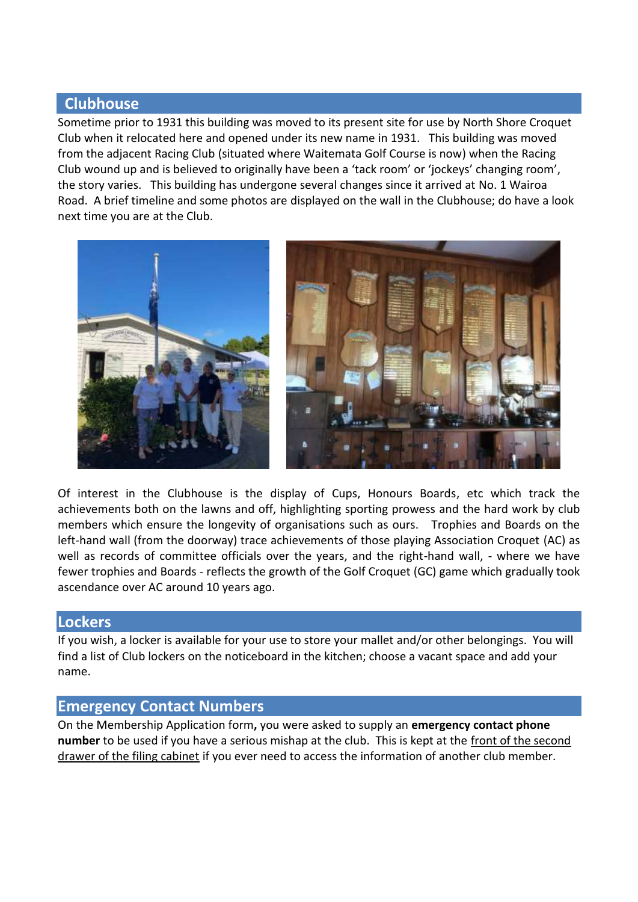## Clubhouse

Sometime prior to 1931 this building was moved to its present site for use by North Shore Croquet Club when it relocated here and opened under its new name in 1931. This building was moved from the adjacent Racing Club (situated where Waitemata Golf Course is now) when the Racing Club wound up and is believed to originally have been a 'tack room' or 'jockeys' changing room', the story varies. This building has undergone several changes since it arrived at No. 1 Wairoa Road. A brief timeline and some photos are displayed on the wall in the Clubhouse; do have a look next time you are at the Club.

Of interest in the Clubhouse is the display of Cups, Honours Boards, etc which track the achievements both on the lawns and off, highlighting sporting prowess and the hard work by club members which ensure the longevity of organisations such as ours. Trophies and Boards on the left-hand wall (from the doorway) trace achievements of those playing Association Croquet (AC) as well as records of committee officials over the years, and the right-hand wall, - where we have fewer trophies and Boards - reflects the growth of the Golf Croquet (GC) game which gradually took ascendance over AC around 10 years ago.

## Lockers

If you wish, a locker is available for your use to store your mallet and/or other belongings. You will find a list of Club lockers on the noticeboard in the kitchen; choose a vacant space and add your name.

## Emergency Contact Numbers

On the Membership Application form**,** you were asked to supply an **emergency contact phone number** to be used if you have a serious mishap at the club. This is kept at the front of the second drawer of the filing cabinet if you ever need to access the information of another club member.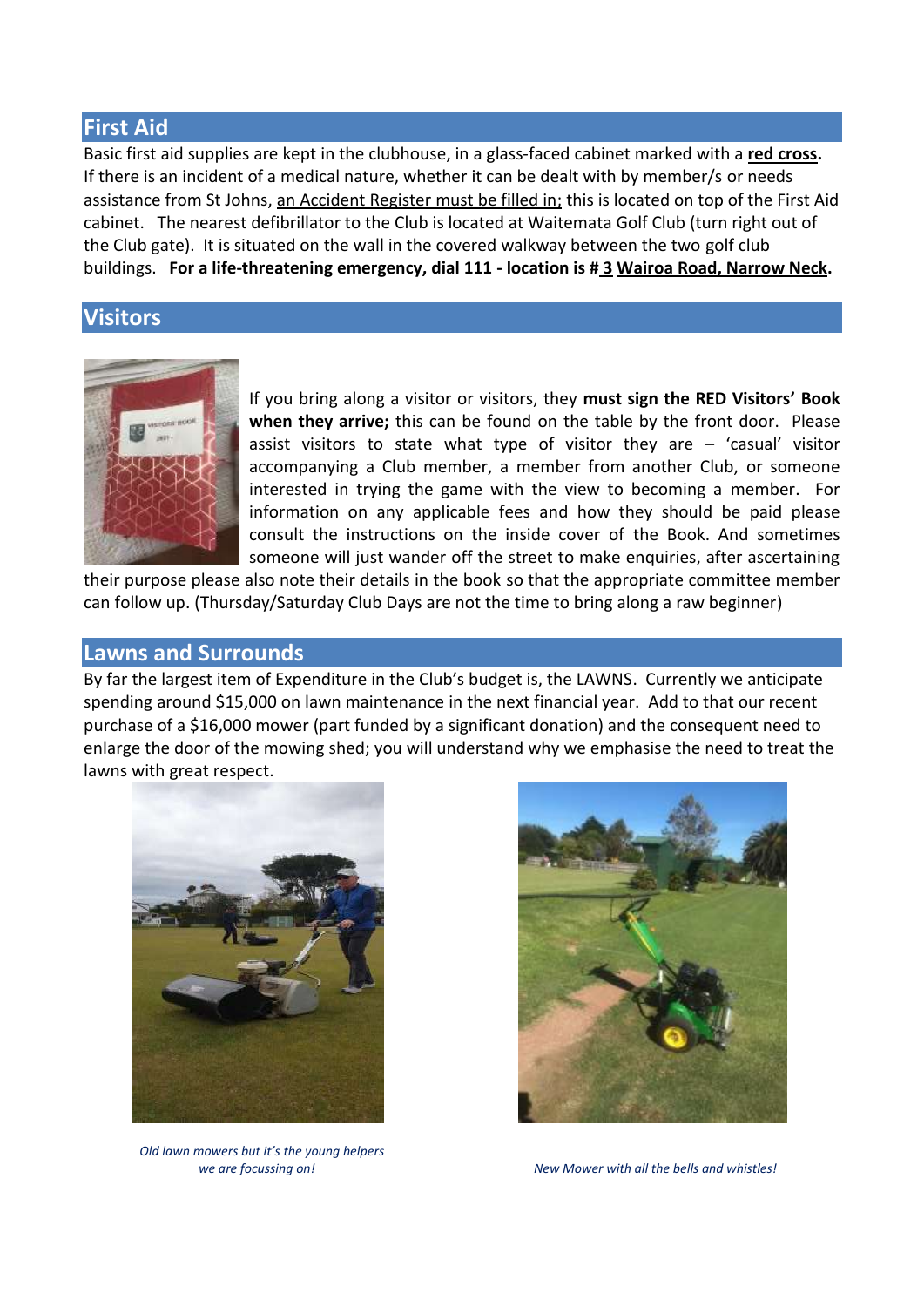## First Aid

Basic first aid supplies are kept in the clubhouse, in a glass-faced cabinet marked with a **red cross.** If there is an incident of a medical nature, whether it can be dealt with by member/s or needs assistance from St Johns, an Accident Register must be filled in; this is located on top of the First Aid cabinet. The nearest defibrillator to the Club is located at Waitemata Golf Club (turn right out of the Club gate). It is situated on the wall in the covered walkway between the two golf club buildings. **For a life-threatening emergency, dial 111 - location is # 3 Wairoa Road, Narrow Neck.**

## Visitors

If you bring along a visitor or visitors, they **must sign the RED Visitors' Book when they arrive;** this can be found on the table by the front door. Please assist visitors to state what type of visitor they are – 'casual' visitor accompanying a Club member, a member from another Club, or someone interested in trying the game with the view to becoming a member. For information on any applicable fees and how they should be paid please consult the instructions on the inside cover of the Book. And sometimes someone will just wander off the street to make enquiries, after ascertaining their purpose please also note their details in the book so that the appropriate committee member can follow up. (Thursday/Saturday Club Days are not the time to bring along a raw beginner)

## Lawns and Surrounds

By far the largest item of Expenditure in the Club's budget is, the LAWNS. Currently we anticipate spending around $15,000 on lawn maintenance in the next financial year. Add to that our recent purchase of a $16,000 mower (part funded by a significant donation) and the consequent need to enlarge the door of the mowing shed; you will understand why we emphasise the need to treat the lawns with great respect.

*Old lawn mowers but it's the young helpers we are focussing on!*

*New Mower with all the bells and whistles!*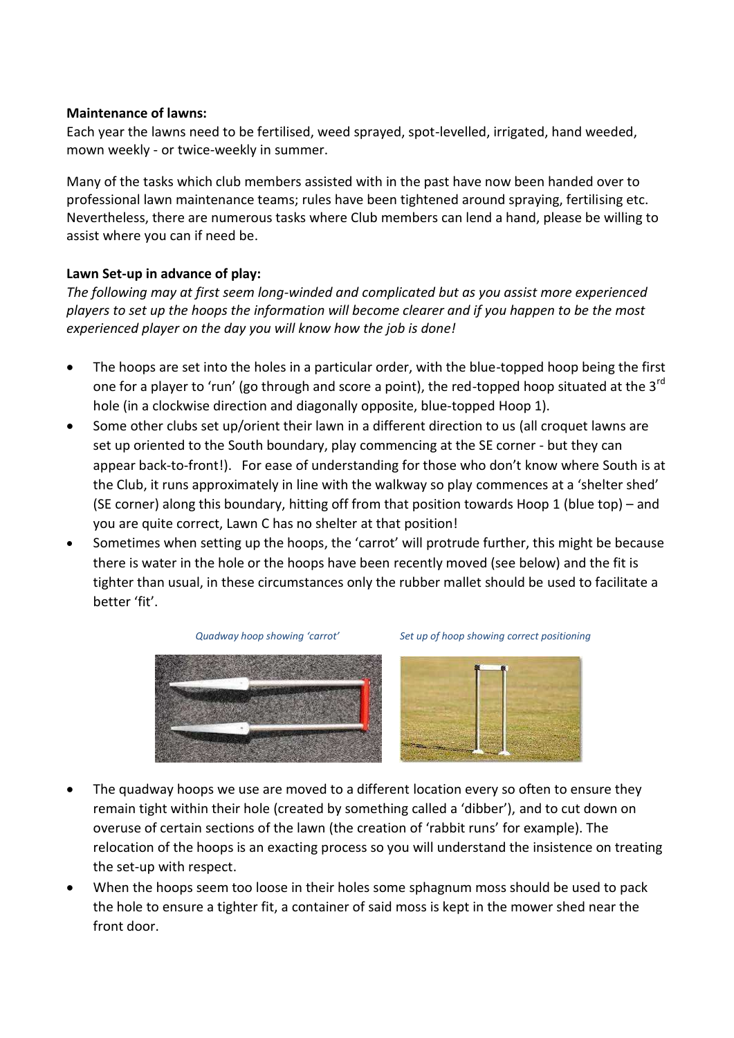**Maintenance of lawns:**

Each year the lawns need to be fertilised, weed sprayed, spot-levelled, irrigated, hand weeded, mown weekly - or twice-weekly in summer.

Many of the tasks which club members assisted with in the past have now been handed over to professional lawn maintenance teams; rules have been tightened around spraying, fertilising etc. Nevertheless, there are numerous tasks where Club members can lend a hand, please be willing to assist where you can if need be.

**Lawn Set-up in advance of play:**

*The following may at first seem long-winded and complicated but as you assist more experienced players to set up the hoops the information will become clearer and if you happen to be the most experienced player on the day you will know how the job is done!*

- The hoops are set into the holes in a particular order, with the blue-topped hoop being the first one for a player to 'run' (go through and score a point), the red-topped hoop situated at the 3rd hole (in a clockwise direction and diagonally opposite, blue-topped Hoop 1).
- Some other clubs set up/orient their lawn in a different direction to us (all croquet lawns are set up oriented to the South boundary, play commencing at the SE corner - but they can appear back-to-front!). For ease of understanding for those who don't know where South is at the Club, it runs approximately in line with the walkway so play commences at a 'shelter shed' (SE corner) along this boundary, hitting off from that position towards Hoop 1 (blue top) – and you are quite correct, Lawn C has no shelter at that position!
- Sometimes when setting up the hoops, the 'carrot' will protrude further, this might be because there is water in the hole or the hoops have been recently moved (see below) and the fit is tighter than usual, in these circumstances only the rubber mallet should be used to facilitate a better 'fit'.

*Quadway hoop showing 'carrot'*

*Set up of hoop showing correct positioning*

- The quadway hoops we use are moved to a different location every so often to ensure they remain tight within their hole (created by something called a 'dibber'), and to cut down on overuse of certain sections of the lawn (the creation of 'rabbit runs' for example). The relocation of the hoops is an exacting process so you will understand the insistence on treating the set-up with respect.
- When the hoops seem too loose in their holes some sphagnum moss should be used to pack the hole to ensure a tighter fit, a container of said moss is kept in the mower shed near the front door.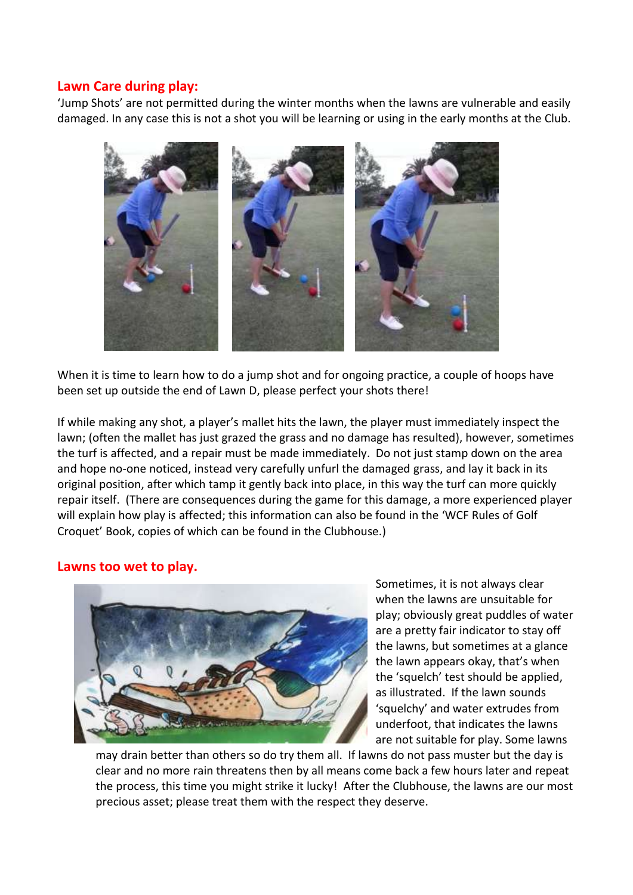## Lawn Care during play:

'Jump Shots' are not permitted during the winter months when the lawns are vulnerable and easily damaged. In any case this is not a shot you will be learning or using in the early months at the Club.

When it is time to learn how to do a jump shot and for ongoing practice, a couple of hoops have been set up outside the end of Lawn D, please perfect your shots there!

If while making any shot, a player's mallet hits the lawn, the player must immediately inspect the lawn; (often the mallet has just grazed the grass and no damage has resulted), however, sometimes the turf is affected, and a repair must be made immediately. Do not just stamp down on the area and hope no-one noticed, instead very carefully unfurl the damaged grass, and lay it back in its original position, after which tamp it gently back into place, in this way the turf can more quickly repair itself. (There are consequences during the game for this damage, a more experienced player will explain how play is affected; this information can also be found in the 'WCF Rules of Golf Croquet' Book, copies of which can be found in the Clubhouse.)

## Lawns too wet to play.

Sometimes, it is not always clear when the lawns are unsuitable for play; obviously great puddles of water are a pretty fair indicator to stay off the lawns, but sometimes at a glance the lawn appears okay, that's when the 'squelch' test should be applied, as illustrated. If the lawn sounds 'squelchy' and water extrudes from underfoot, that indicates the lawns are not suitable for play. Some lawns may drain better than others so do try them all. If lawns do not pass muster but the day is clear and no more rain threatens then by all means come back a few hours later and repeat the process, this time you might strike it lucky! After the Clubhouse, the lawns are our most precious asset; please treat them with the respect they deserve.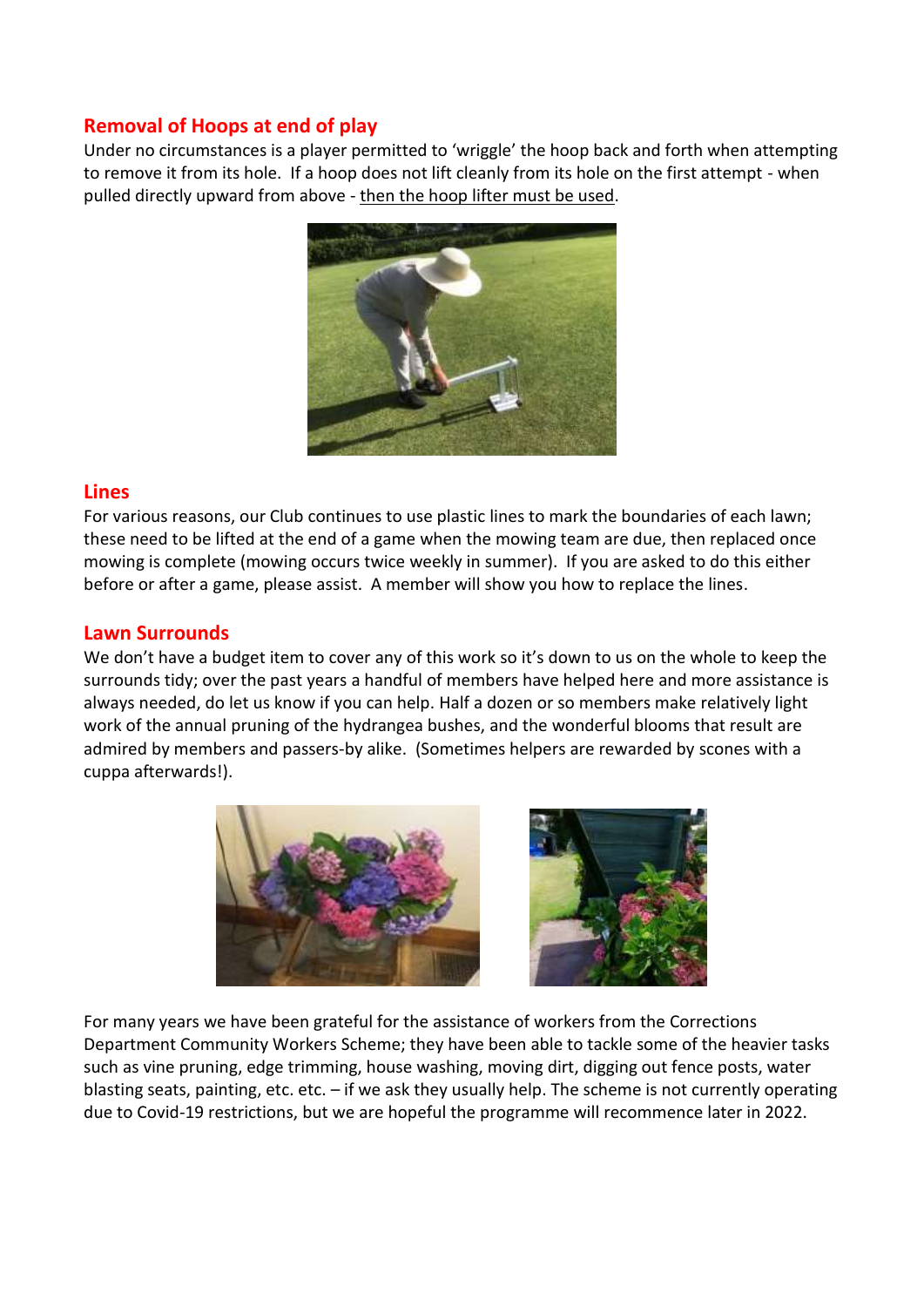## Removal of Hoops at end of play

Under no circumstances is a player permitted to 'wriggle' the hoop back and forth when attempting to remove it from its hole. If a hoop does not lift cleanly from its hole on the first attempt - when pulled directly upward from above - then the hoop lifter must be used.

## Lines

For various reasons, our Club continues to use plastic lines to mark the boundaries of each lawn; these need to be lifted at the end of a game when the mowing team are due, then replaced once mowing is complete (mowing occurs twice weekly in summer). If you are asked to do this either before or after a game, please assist. A member will show you how to replace the lines.

## Lawn Surrounds

We don't have a budget item to cover any of this work so it's down to us on the whole to keep the surrounds tidy; over the past years a handful of members have helped here and more assistance is always needed, do let us know if you can help. Half a dozen or so members make relatively light work of the annual pruning of the hydrangea bushes, and the wonderful blooms that result are admired by members and passers-by alike. (Sometimes helpers are rewarded by scones with a cuppa afterwards!).

For many years we have been grateful for the assistance of workers from the Corrections Department Community Workers Scheme; they have been able to tackle some of the heavier tasks such as vine pruning, edge trimming, house washing, moving dirt, digging out fence posts, water blasting seats, painting, etc. etc. – if we ask they usually help. The scheme is not currently operating due to Covid-19 restrictions, but we are hopeful the programme will recommence later in 2022.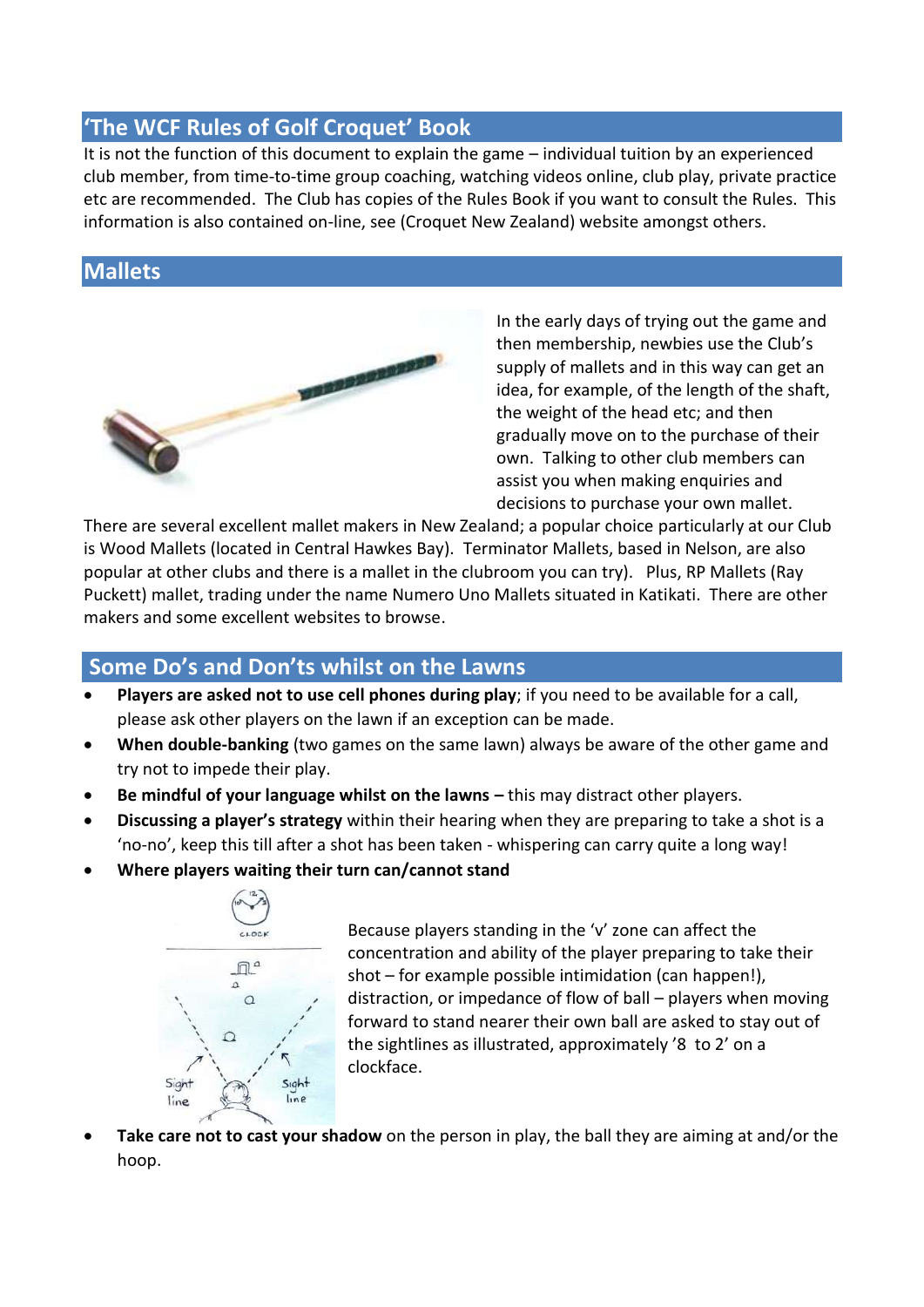## 'The WCF Rules of Golf Croquet' Book

It is not the function of this document to explain the game – individual tuition by an experienced club member, from time-to-time group coaching, watching videos online, club play, private practice etc are recommended. The Club has copies of the Rules Book if you want to consult the Rules. This information is also contained on-line, see (Croquet New Zealand) website amongst others.

## Mallets

In the early days of trying out the game and then membership, newbies use the Club's supply of mallets and in this way can get an idea, for example, of the length of the shaft, the weight of the head etc; and then gradually move on to the purchase of their own. Talking to other club members can assist you when making enquiries and decisions to purchase your own mallet.

There are several excellent mallet makers in New Zealand; a popular choice particularly at our Club is Wood Mallets (located in Central Hawkes Bay). Terminator Mallets, based in Nelson, are also popular at other clubs and there is a mallet in the clubroom you can try). Plus, RP Mallets (Ray Puckett) mallet, trading under the name Numero Uno Mallets situated in Katikati. There are other makers and some excellent websites to browse.

## Some Do's and Don'ts whilst on the Lawns

- **Players are asked not to use cell phones during play**; if you need to be available for a call, please ask other players on the lawn if an exception can be made.
- **When double-banking** (two games on the same lawn) always be aware of the other game and try not to impede their play.
- **Be mindful of your language whilst on the lawns –** this may distract other players.
- **Discussing a player's strategy** within their hearing when they are preparing to take a shot is a 'no-no', keep this till after a shot has been taken - whispering can carry quite a long way!
- **Where players waiting their turn can/cannot stand**

  Because players standing in the 'v' zone can affect the concentration and ability of the player preparing to take their shot – for example possible intimidation (can happen!), distraction, or impedance of flow of ball – players when moving forward to stand nearer their own ball are asked to stay out of the sightlines as illustrated, approximately '8 to 2' on a clockface.
- **Take care not to cast your shadow** on the person in play, the ball they are aiming at and/or the hoop.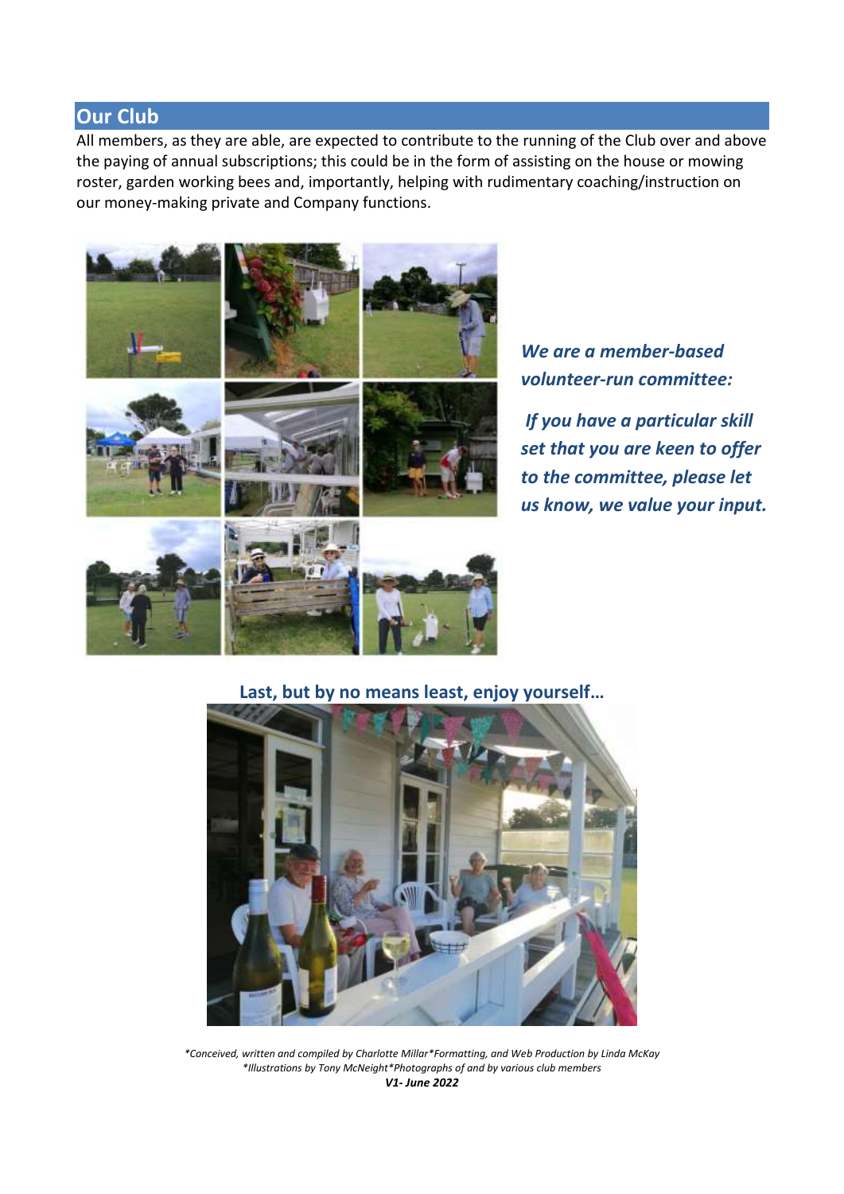## Our Club

All members, as they are able, are expected to contribute to the running of the Club over and above the paying of annual subscriptions; this could be in the form of assisting on the house or mowing roster, garden working bees and, importantly, helping with rudimentary coaching/instruction on our money-making private and Company functions.

***We are a member-based volunteer-run committee:***

***If you have a particular skill set that you are keen to offer to the committee, please let us know, we value your input.***

**Last, but by no means least, enjoy yourself…**

*\*Conceived, written and compiled by Charlotte Millar\*Formatting, and Web Production by Linda McKay*
*\*Illustrations by Tony McNeight\*Photographs of and by various club members*
***V1- June 2022***